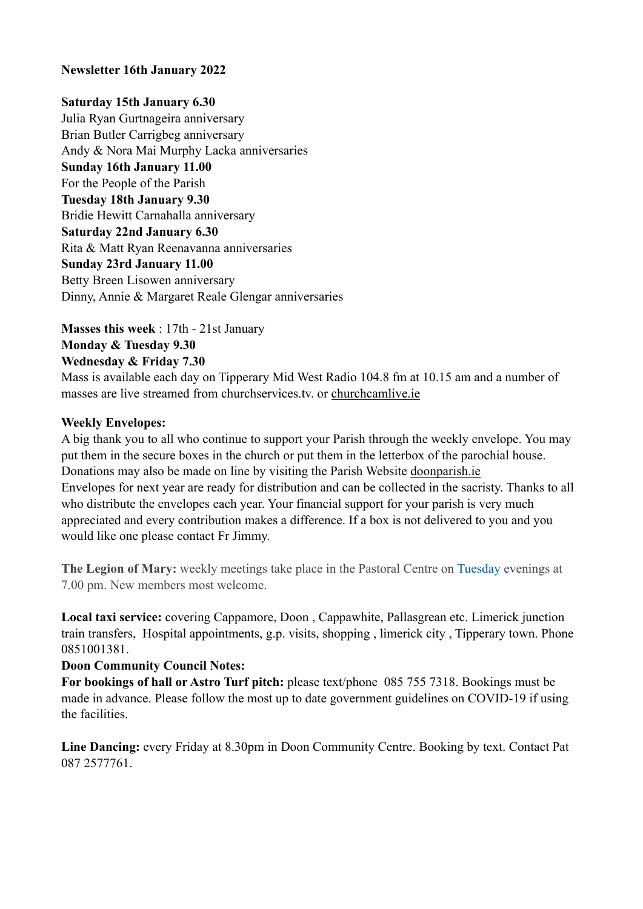**Newsletter 16th January 2022**

**Saturday 15th January 6.30**
Julia Ryan Gurtnageira anniversary
Brian Butler Carrigbeg anniversary
Andy & Nora Mai Murphy Lacka anniversaries
**Sunday 16th January 11.00**
For the People of the Parish
**Tuesday 18th January 9.30**
Bridie Hewitt Carnahalla anniversary
**Saturday 22nd January 6.30**
Rita & Matt Ryan Reenavanna anniversaries
**Sunday 23rd January 11.00**
Betty Breen Lisowen anniversary
Dinny, Annie & Margaret Reale Glengar anniversaries

**Masses this week** : 17th - 21st January
**Monday & Tuesday 9.30**
**Wednesday & Friday 7.30**
Mass is available each day on Tipperary Mid West Radio 104.8 fm at 10.15 am and a number of masses are live streamed from churchservices.tv. or churchcamlive.ie

**Weekly Envelopes:**
A big thank you to all who continue to support your Parish through the weekly envelope. You may put them in the secure boxes in the church or put them in the letterbox of the parochial house. Donations may also be made on line by visiting the Parish Website doonparish.ie
Envelopes for next year are ready for distribution and can be collected in the sacristy. Thanks to all who distribute the envelopes each year. Your financial support for your parish is very much appreciated and every contribution makes a difference. If a box is not delivered to you and you would like one please contact Fr Jimmy.

**The Legion of Mary:** weekly meetings take place in the Pastoral Centre on Tuesday evenings at 7.00 pm. New members most welcome.

**Local taxi service:** covering Cappamore, Doon , Cappawhite, Pallasgrean etc. Limerick junction train transfers, Hospital appointments, g.p. visits, shopping , limerick city , Tipperary town. Phone 0851001381.
**Doon Community Council Notes:**
**For bookings of hall or Astro Turf pitch:** please text/phone 085 755 7318. Bookings must be made in advance. Please follow the most up to date government guidelines on COVID-19 if using the facilities.

**Line Dancing:** every Friday at 8.30pm in Doon Community Centre. Booking by text. Contact Pat 087 2577761.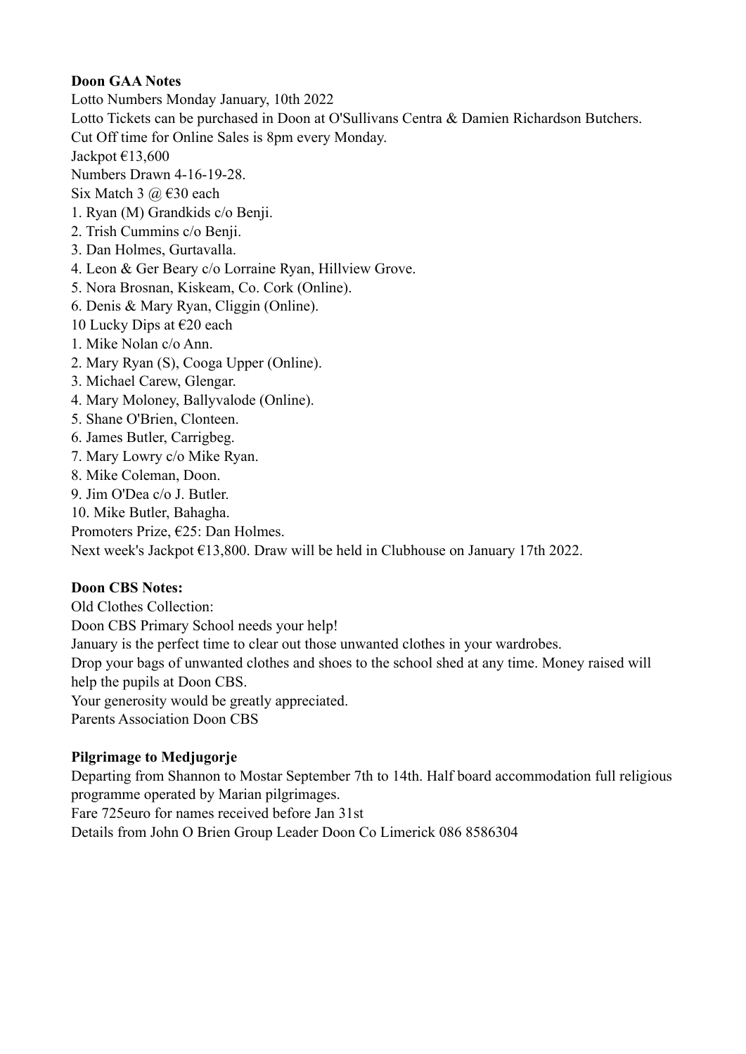**Doon GAA Notes**

Lotto Numbers Monday January, 10th 2022

Lotto Tickets can be purchased in Doon at O'Sullivans Centra & Damien Richardson Butchers.

Cut Off time for Online Sales is 8pm every Monday.

Jackpot €13,600

Numbers Drawn 4-16-19-28.

Six Match 3 @ €30 each

1. Ryan (M) Grandkids c/o Benji.
2. Trish Cummins c/o Benji.
3. Dan Holmes, Gurtavalla.
4. Leon & Ger Beary c/o Lorraine Ryan, Hillview Grove.
5. Nora Brosnan, Kiskeam, Co. Cork (Online).
6. Denis & Mary Ryan, Cliggin (Online).

10 Lucky Dips at €20 each

1. Mike Nolan c/o Ann.
2. Mary Ryan (S), Cooga Upper (Online).
3. Michael Carew, Glengar.
4. Mary Moloney, Ballyvalode (Online).
5. Shane O'Brien, Clonteen.
6. James Butler, Carrigbeg.
7. Mary Lowry c/o Mike Ryan.
8. Mike Coleman, Doon.
9. Jim O'Dea c/o J. Butler.
10. Mike Butler, Bahagha.

Promoters Prize, €25: Dan Holmes.

Next week's Jackpot €13,800. Draw will be held in Clubhouse on January 17th 2022.

**Doon CBS Notes:**

Old Clothes Collection:

Doon CBS Primary School needs your help!

January is the perfect time to clear out those unwanted clothes in your wardrobes.

Drop your bags of unwanted clothes and shoes to the school shed at any time. Money raised will help the pupils at Doon CBS.

Your generosity would be greatly appreciated.

Parents Association Doon CBS

**Pilgrimage to Medjugorje**

Departing from Shannon to Mostar September 7th to 14th. Half board accommodation full religious programme operated by Marian pilgrimages.

Fare 725euro for names received before Jan 31st

Details from John O Brien Group Leader Doon Co Limerick 086 8586304